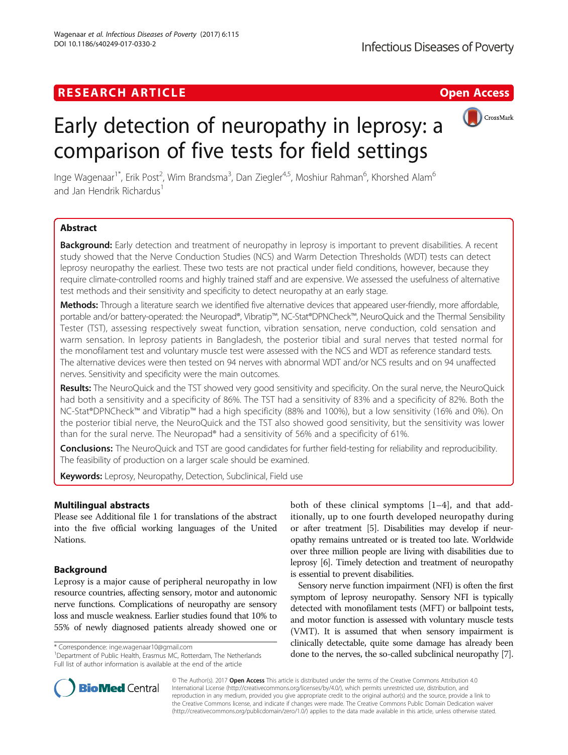RESEARCH ARTICLE

Open Access

# Early detection of neuropathy in leprosy: a comparison of five tests for field settings

Inge Wagenaar[1*], Erik Post[2], Wim Brandsma[3], Dan Ziegler[4,5], Moshiur Rahman[6], Khorshed Alam[6] and Jan Hendrik Richardus[1]

## Abstract

**Background:** Early detection and treatment of neuropathy in leprosy is important to prevent disabilities. A recent study showed that the Nerve Conduction Studies (NCS) and Warm Detection Thresholds (WDT) tests can detect leprosy neuropathy the earliest. These two tests are not practical under field conditions, however, because they require climate-controlled rooms and highly trained staff and are expensive. We assessed the usefulness of alternative test methods and their sensitivity and specificity to detect neuropathy at an early stage.

**Methods:** Through a literature search we identified five alternative devices that appeared user-friendly, more affordable, portable and/or battery-operated: the Neuropad®, Vibratip™, NC-Stat®DPNCheck™, NeuroQuick and the Thermal Sensibility Tester (TST), assessing respectively sweat function, vibration sensation, nerve conduction, cold sensation and warm sensation. In leprosy patients in Bangladesh, the posterior tibial and sural nerves that tested normal for the monofilament test and voluntary muscle test were assessed with the NCS and WDT as reference standard tests. The alternative devices were then tested on 94 nerves with abnormal WDT and/or NCS results and on 94 unaffected nerves. Sensitivity and specificity were the main outcomes.

**Results:** The NeuroQuick and the TST showed very good sensitivity and specificity. On the sural nerve, the NeuroQuick had both a sensitivity and a specificity of 86%. The TST had a sensitivity of 83% and a specificity of 82%. Both the NC-Stat®DPNCheck™ and Vibratip™ had a high specificity (88% and 100%), but a low sensitivity (16% and 0%). On the posterior tibial nerve, the NeuroQuick and the TST also showed good sensitivity, but the sensitivity was lower than for the sural nerve. The Neuropad® had a sensitivity of 56% and a specificity of 61%.

**Conclusions:** The NeuroQuick and TST are good candidates for further field-testing for reliability and reproducibility. The feasibility of production on a larger scale should be examined.

**Keywords:** Leprosy, Neuropathy, Detection, Subclinical, Field use

## Multilingual abstracts

Please see Additional file 1 for translations of the abstract into the five official working languages of the United Nations.

## Background

Leprosy is a major cause of peripheral neuropathy in low resource countries, affecting sensory, motor and autonomic nerve functions. Complications of neuropathy are sensory loss and muscle weakness. Earlier studies found that 10% to 55% of newly diagnosed patients already showed one or both of these clinical symptoms [1–4], and that additionally, up to one fourth developed neuropathy during or after treatment [5]. Disabilities may develop if neuropathy remains untreated or is treated too late. Worldwide over three million people are living with disabilities due to leprosy [6]. Timely detection and treatment of neuropathy is essential to prevent disabilities.

Sensory nerve function impairment (NFI) is often the first symptom of leprosy neuropathy. Sensory NFI is typically detected with monofilament tests (MFT) or ballpoint tests, and motor function is assessed with voluntary muscle tests (VMT). It is assumed that when sensory impairment is clinically detectable, quite some damage has already been done to the nerves, the so-called subclinical neuropathy [7].

* Correspondence: inge.wagenaar10@gmail.com
[1]Department of Public Health, Erasmus MC, Rotterdam, The Netherlands
Full list of author information is available at the end of the article

© The Author(s). 2017 **Open Access** This article is distributed under the terms of the Creative Commons Attribution 4.0 International License (http://creativecommons.org/licenses/by/4.0/), which permits unrestricted use, distribution, and reproduction in any medium, provided you give appropriate credit to the original author(s) and the source, provide a link to the Creative Commons license, and indicate if changes were made. The Creative Commons Public Domain Dedication waiver (http://creativecommons.org/publicdomain/zero/1.0/) applies to the data made available in this article, unless otherwise stated.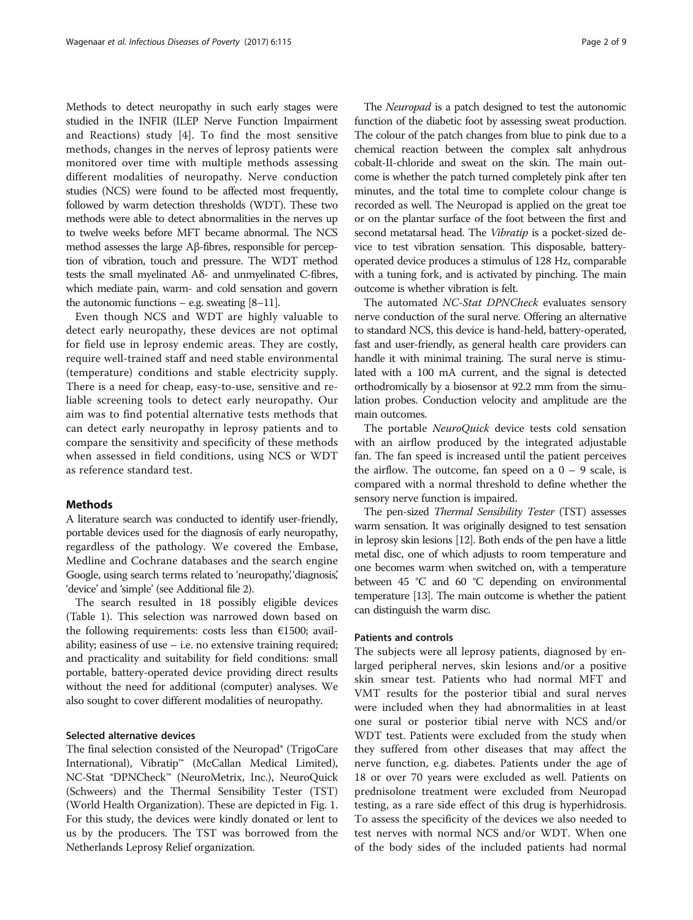Methods to detect neuropathy in such early stages were studied in the INFIR (ILEP Nerve Function Impairment and Reactions) study [4]. To find the most sensitive methods, changes in the nerves of leprosy patients were monitored over time with multiple methods assessing different modalities of neuropathy. Nerve conduction studies (NCS) were found to be affected most frequently, followed by warm detection thresholds (WDT). These two methods were able to detect abnormalities in the nerves up to twelve weeks before MFT became abnormal. The NCS method assesses the large Aβ-fibres, responsible for perception of vibration, touch and pressure. The WDT method tests the small myelinated Aδ- and unmyelinated C-fibres, which mediate pain, warm- and cold sensation and govern the autonomic functions – e.g. sweating [8–11].

Even though NCS and WDT are highly valuable to detect early neuropathy, these devices are not optimal for field use in leprosy endemic areas. They are costly, require well-trained staff and need stable environmental (temperature) conditions and stable electricity supply. There is a need for cheap, easy-to-use, sensitive and reliable screening tools to detect early neuropathy. Our aim was to find potential alternative tests methods that can detect early neuropathy in leprosy patients and to compare the sensitivity and specificity of these methods when assessed in field conditions, using NCS or WDT as reference standard test.

## Methods

A literature search was conducted to identify user-friendly, portable devices used for the diagnosis of early neuropathy, regardless of the pathology. We covered the Embase, Medline and Cochrane databases and the search engine Google, using search terms related to 'neuropathy', 'diagnosis', 'device' and 'simple' (see Additional file 2).

The search resulted in 18 possibly eligible devices (Table 1). This selection was narrowed down based on the following requirements: costs less than €1500; availability; easiness of use – i.e. no extensive training required; and practicality and suitability for field conditions: small portable, battery-operated device providing direct results without the need for additional (computer) analyses. We also sought to cover different modalities of neuropathy.

### Selected alternative devices

The final selection consisted of the Neuropad® (TrigoCare International), Vibratip™ (McCallan Medical Limited), NC-Stat ®DPNCheck™ (NeuroMetrix, Inc.), NeuroQuick (Schweers) and the Thermal Sensibility Tester (TST) (World Health Organization). These are depicted in Fig. 1. For this study, the devices were kindly donated or lent to us by the producers. The TST was borrowed from the Netherlands Leprosy Relief organization.

The *Neuropad* is a patch designed to test the autonomic function of the diabetic foot by assessing sweat production. The colour of the patch changes from blue to pink due to a chemical reaction between the complex salt anhydrous cobalt-II-chloride and sweat on the skin. The main outcome is whether the patch turned completely pink after ten minutes, and the total time to complete colour change is recorded as well. The Neuropad is applied on the great toe or on the plantar surface of the foot between the first and second metatarsal head. The *Vibratip* is a pocket-sized device to test vibration sensation. This disposable, battery-operated device produces a stimulus of 128 Hz, comparable with a tuning fork, and is activated by pinching. The main outcome is whether vibration is felt.

The automated *NC-Stat DPNCheck* evaluates sensory nerve conduction of the sural nerve. Offering an alternative to standard NCS, this device is hand-held, battery-operated, fast and user-friendly, as general health care providers can handle it with minimal training. The sural nerve is stimulated with a 100 mA current, and the signal is detected orthodromically by a biosensor at 92.2 mm from the simulation probes. Conduction velocity and amplitude are the main outcomes.

The portable *NeuroQuick* device tests cold sensation with an airflow produced by the integrated adjustable fan. The fan speed is increased until the patient perceives the airflow. The outcome, fan speed on a 0 – 9 scale, is compared with a normal threshold to define whether the sensory nerve function is impaired.

The pen-sized *Thermal Sensibility Tester* (TST) assesses warm sensation. It was originally designed to test sensation in leprosy skin lesions [12]. Both ends of the pen have a little metal disc, one of which adjusts to room temperature and one becomes warm when switched on, with a temperature between 45 °C and 60 °C depending on environmental temperature [13]. The main outcome is whether the patient can distinguish the warm disc.

### Patients and controls

The subjects were all leprosy patients, diagnosed by enlarged peripheral nerves, skin lesions and/or a positive skin smear test. Patients who had normal MFT and VMT results for the posterior tibial and sural nerves were included when they had abnormalities in at least one sural or posterior tibial nerve with NCS and/or WDT test. Patients were excluded from the study when they suffered from other diseases that may affect the nerve function, e.g. diabetes. Patients under the age of 18 or over 70 years were excluded as well. Patients on prednisolone treatment were excluded from Neuropad testing, as a rare side effect of this drug is hyperhidrosis. To assess the specificity of the devices we also needed to test nerves with normal NCS and/or WDT. When one of the body sides of the included patients had normal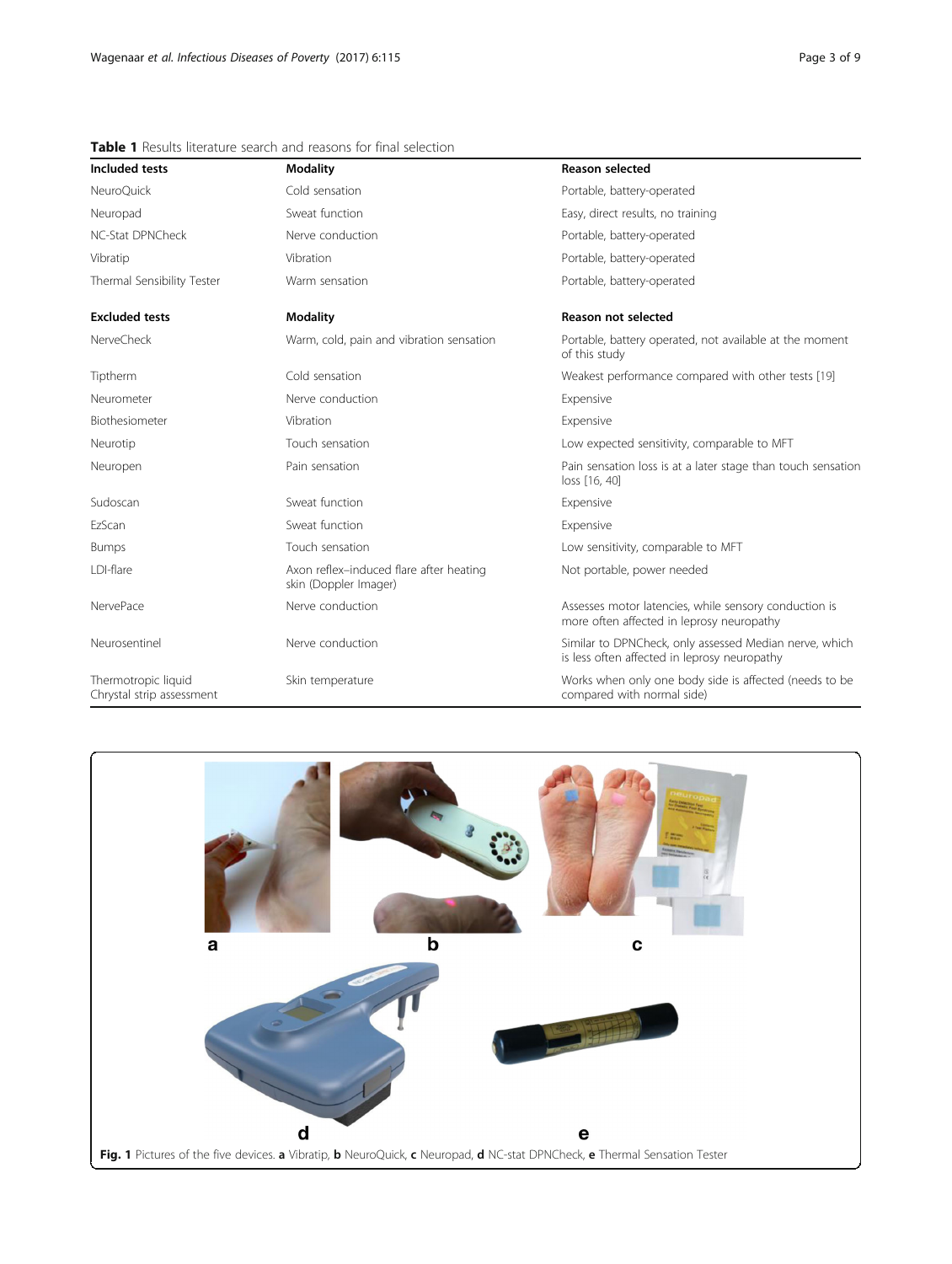**Table 1** Results literature search and reasons for final selection

| Included tests | Modality | Reason selected |
|---|---|---|
| NeuroQuick | Cold sensation | Portable, battery-operated |
| Neuropad | Sweat function | Easy, direct results, no training |
| NC-Stat DPNCheck | Nerve conduction | Portable, battery-operated |
| Vibratip | Vibration | Portable, battery-operated |
| Thermal Sensibility Tester | Warm sensation | Portable, battery-operated |
| **Excluded tests** | **Modality** | **Reason not selected** |
| NerveCheck | Warm, cold, pain and vibration sensation | Portable, battery operated, not available at the moment of this study |
| Tiptherm | Cold sensation | Weakest performance compared with other tests [19] |
| Neurometer | Nerve conduction | Expensive |
| Biothesiometer | Vibration | Expensive |
| Neurotip | Touch sensation | Low expected sensitivity, comparable to MFT |
| Neuropen | Pain sensation | Pain sensation loss is at a later stage than touch sensation loss [16, 40] |
| Sudoscan | Sweat function | Expensive |
| EzScan | Sweat function | Expensive |
| Bumps | Touch sensation | Low sensitivity, comparable to MFT |
| LDI-flare | Axon reflex–induced flare after heating skin (Doppler Imager) | Not portable, power needed |
| NervePace | Nerve conduction | Assesses motor latencies, while sensory conduction is more often affected in leprosy neuropathy |
| Neurosentinel | Nerve conduction | Similar to DPNCheck, only assessed Median nerve, which is less often affected in leprosy neuropathy |
| Thermotropic liquid Chrystal strip assessment | Skin temperature | Works when only one body side is affected (needs to be compared with normal side) |

**Fig. 1** Pictures of the five devices. **a** Vibratip, **b** NeuroQuick, **c** Neuropad, **d** NC-stat DPNCheck, **e** Thermal Sensation Tester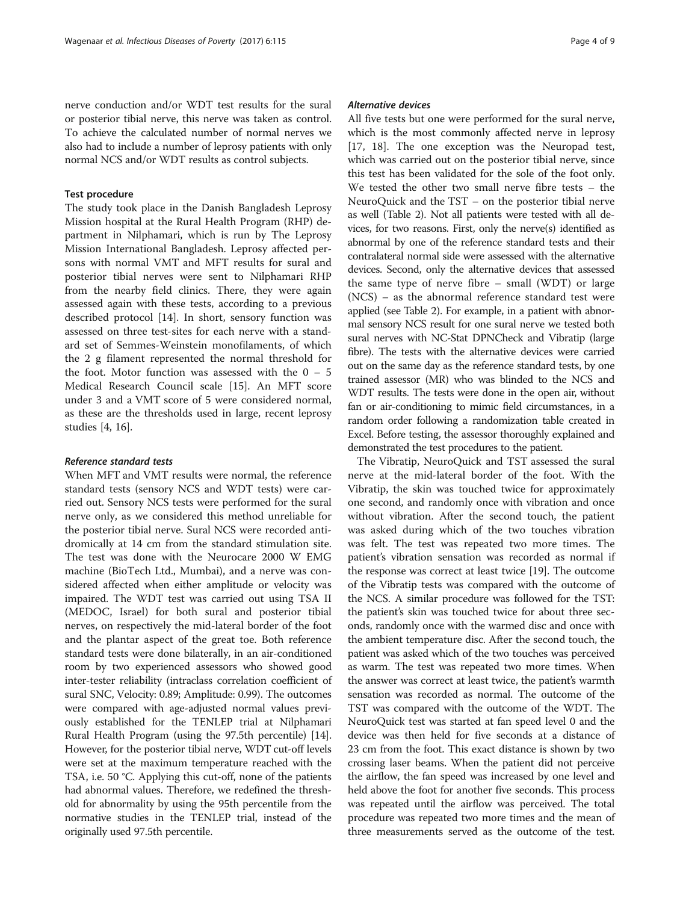nerve conduction and/or WDT test results for the sural or posterior tibial nerve, this nerve was taken as control. To achieve the calculated number of normal nerves we also had to include a number of leprosy patients with only normal NCS and/or WDT results as control subjects.

### Test procedure

The study took place in the Danish Bangladesh Leprosy Mission hospital at the Rural Health Program (RHP) department in Nilphamari, which is run by The Leprosy Mission International Bangladesh. Leprosy affected persons with normal VMT and MFT results for sural and posterior tibial nerves were sent to Nilphamari RHP from the nearby field clinics. There, they were again assessed again with these tests, according to a previous described protocol [14]. In short, sensory function was assessed on three test-sites for each nerve with a standard set of Semmes-Weinstein monofilaments, of which the 2 g filament represented the normal threshold for the foot. Motor function was assessed with the 0 – 5 Medical Research Council scale [15]. An MFT score under 3 and a VMT score of 5 were considered normal, as these are the thresholds used in large, recent leprosy studies [4, 16].

#### *Reference standard tests*

When MFT and VMT results were normal, the reference standard tests (sensory NCS and WDT tests) were carried out. Sensory NCS tests were performed for the sural nerve only, as we considered this method unreliable for the posterior tibial nerve. Sural NCS were recorded antidromically at 14 cm from the standard stimulation site. The test was done with the Neurocare 2000 W EMG machine (BioTech Ltd., Mumbai), and a nerve was considered affected when either amplitude or velocity was impaired. The WDT test was carried out using TSA II (MEDOC, Israel) for both sural and posterior tibial nerves, on respectively the mid-lateral border of the foot and the plantar aspect of the great toe. Both reference standard tests were done bilaterally, in an air-conditioned room by two experienced assessors who showed good inter-tester reliability (intraclass correlation coefficient of sural SNC, Velocity: 0.89; Amplitude: 0.99). The outcomes were compared with age-adjusted normal values previously established for the TENLEP trial at Nilphamari Rural Health Program (using the 97.5th percentile) [14]. However, for the posterior tibial nerve, WDT cut-off levels were set at the maximum temperature reached with the TSA, i.e. 50 °C. Applying this cut-off, none of the patients had abnormal values. Therefore, we redefined the threshold for abnormality by using the 95th percentile from the normative studies in the TENLEP trial, instead of the originally used 97.5th percentile.

#### *Alternative devices*

All five tests but one were performed for the sural nerve, which is the most commonly affected nerve in leprosy [17, 18]. The one exception was the Neuropad test, which was carried out on the posterior tibial nerve, since this test has been validated for the sole of the foot only. We tested the other two small nerve fibre tests – the NeuroQuick and the TST – on the posterior tibial nerve as well (Table 2). Not all patients were tested with all devices, for two reasons. First, only the nerve(s) identified as abnormal by one of the reference standard tests and their contralateral normal side were assessed with the alternative devices. Second, only the alternative devices that assessed the same type of nerve fibre – small (WDT) or large (NCS) – as the abnormal reference standard test were applied (see Table 2). For example, in a patient with abnormal sensory NCS result for one sural nerve we tested both sural nerves with NC-Stat DPNCheck and Vibratip (large fibre). The tests with the alternative devices were carried out on the same day as the reference standard tests, by one trained assessor (MR) who was blinded to the NCS and WDT results. The tests were done in the open air, without fan or air-conditioning to mimic field circumstances, in a random order following a randomization table created in Excel. Before testing, the assessor thoroughly explained and demonstrated the test procedures to the patient.

The Vibratip, NeuroQuick and TST assessed the sural nerve at the mid-lateral border of the foot. With the Vibratip, the skin was touched twice for approximately one second, and randomly once with vibration and once without vibration. After the second touch, the patient was asked during which of the two touches vibration was felt. The test was repeated two more times. The patient's vibration sensation was recorded as normal if the response was correct at least twice [19]. The outcome of the Vibratip tests was compared with the outcome of the NCS. A similar procedure was followed for the TST: the patient's skin was touched twice for about three seconds, randomly once with the warmed disc and once with the ambient temperature disc. After the second touch, the patient was asked which of the two touches was perceived as warm. The test was repeated two more times. When the answer was correct at least twice, the patient's warmth sensation was recorded as normal. The outcome of the TST was compared with the outcome of the WDT. The NeuroQuick test was started at fan speed level 0 and the device was then held for five seconds at a distance of 23 cm from the foot. This exact distance is shown by two crossing laser beams. When the patient did not perceive the airflow, the fan speed was increased by one level and held above the foot for another five seconds. This process was repeated until the airflow was perceived. The total procedure was repeated two more times and the mean of three measurements served as the outcome of the test.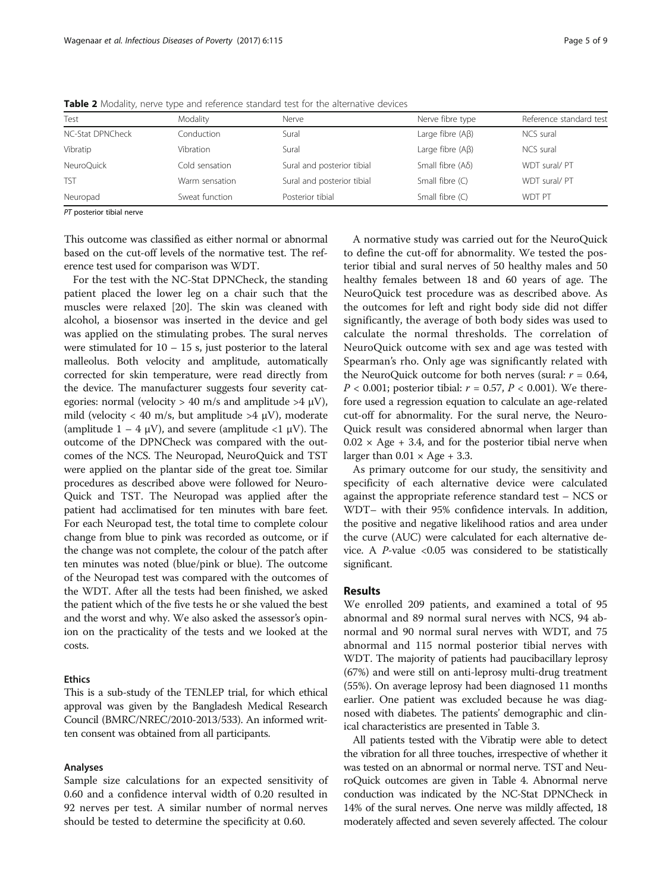**Table 2** Modality, nerve type and reference standard test for the alternative devices

| Test | Modality | Nerve | Nerve fibre type | Reference standard test |
|---|---|---|---|---|
| NC-Stat DPNCheck | Conduction | Sural | Large fibre (Aβ) | NCS sural |
| Vibratip | Vibration | Sural | Large fibre (Aβ) | NCS sural |
| NeuroQuick | Cold sensation | Sural and posterior tibial | Small fibre (Aδ) | WDT sural/ PT |
| TST | Warm sensation | Sural and posterior tibial | Small fibre (C) | WDT sural/ PT |
| Neuropad | Sweat function | Posterior tibial | Small fibre (C) | WDT PT |

*PT* posterior tibial nerve

This outcome was classified as either normal or abnormal based on the cut-off levels of the normative test. The reference test used for comparison was WDT.

For the test with the NC-Stat DPNCheck, the standing patient placed the lower leg on a chair such that the muscles were relaxed [20]. The skin was cleaned with alcohol, a biosensor was inserted in the device and gel was applied on the stimulating probes. The sural nerves were stimulated for 10 – 15 s, just posterior to the lateral malleolus. Both velocity and amplitude, automatically corrected for skin temperature, were read directly from the device. The manufacturer suggests four severity categories: normal (velocity > 40 m/s and amplitude >4 μV), mild (velocity < 40 m/s, but amplitude >4 μV), moderate (amplitude 1 – 4 μV), and severe (amplitude <1 μV). The outcome of the DPNCheck was compared with the outcomes of the NCS. The Neuropad, NeuroQuick and TST were applied on the plantar side of the great toe. Similar procedures as described above were followed for NeuroQuick and TST. The Neuropad was applied after the patient had acclimatised for ten minutes with bare feet. For each Neuropad test, the total time to complete colour change from blue to pink was recorded as outcome, or if the change was not complete, the colour of the patch after ten minutes was noted (blue/pink or blue). The outcome of the Neuropad test was compared with the outcomes of the WDT. After all the tests had been finished, we asked the patient which of the five tests he or she valued the best and the worst and why. We also asked the assessor's opinion on the practicality of the tests and we looked at the costs.

#### Ethics

This is a sub-study of the TENLEP trial, for which ethical approval was given by the Bangladesh Medical Research Council (BMRC/NREC/2010-2013/533). An informed written consent was obtained from all participants.

#### Analyses

Sample size calculations for an expected sensitivity of 0.60 and a confidence interval width of 0.20 resulted in 92 nerves per test. A similar number of normal nerves should be tested to determine the specificity at 0.60.

A normative study was carried out for the NeuroQuick to define the cut-off for abnormality. We tested the posterior tibial and sural nerves of 50 healthy males and 50 healthy females between 18 and 60 years of age. The NeuroQuick test procedure was as described above. As the outcomes for left and right body side did not differ significantly, the average of both body sides was used to calculate the normal thresholds. The correlation of NeuroQuick outcome with sex and age was tested with Spearman's rho. Only age was significantly related with the NeuroQuick outcome for both nerves (sural: $r = 0.64$, $P < 0.001$; posterior tibial: $r = 0.57$, $P < 0.001$). We therefore used a regression equation to calculate an age-related cut-off for abnormality. For the sural nerve, the NeuroQuick result was considered abnormal when larger than $0.02 \times \text{Age} + 3.4$, and for the posterior tibial nerve when larger than $0.01 \times \text{Age} + 3.3$.

As primary outcome for our study, the sensitivity and specificity of each alternative device were calculated against the appropriate reference standard test – NCS or WDT– with their 95% confidence intervals. In addition, the positive and negative likelihood ratios and area under the curve (AUC) were calculated for each alternative device. A $P$-value <0.05 was considered to be statistically significant.

## Results

We enrolled 209 patients, and examined a total of 95 abnormal and 89 normal sural nerves with NCS, 94 abnormal and 90 normal sural nerves with WDT, and 75 abnormal and 115 normal posterior tibial nerves with WDT. The majority of patients had paucibacillary leprosy (67%) and were still on anti-leprosy multi-drug treatment (55%). On average leprosy had been diagnosed 11 months earlier. One patient was excluded because he was diagnosed with diabetes. The patients' demographic and clinical characteristics are presented in Table 3.

All patients tested with the Vibratip were able to detect the vibration for all three touches, irrespective of whether it was tested on an abnormal or normal nerve. TST and NeuroQuick outcomes are given in Table 4. Abnormal nerve conduction was indicated by the NC-Stat DPNCheck in 14% of the sural nerves. One nerve was mildly affected, 18 moderately affected and seven severely affected. The colour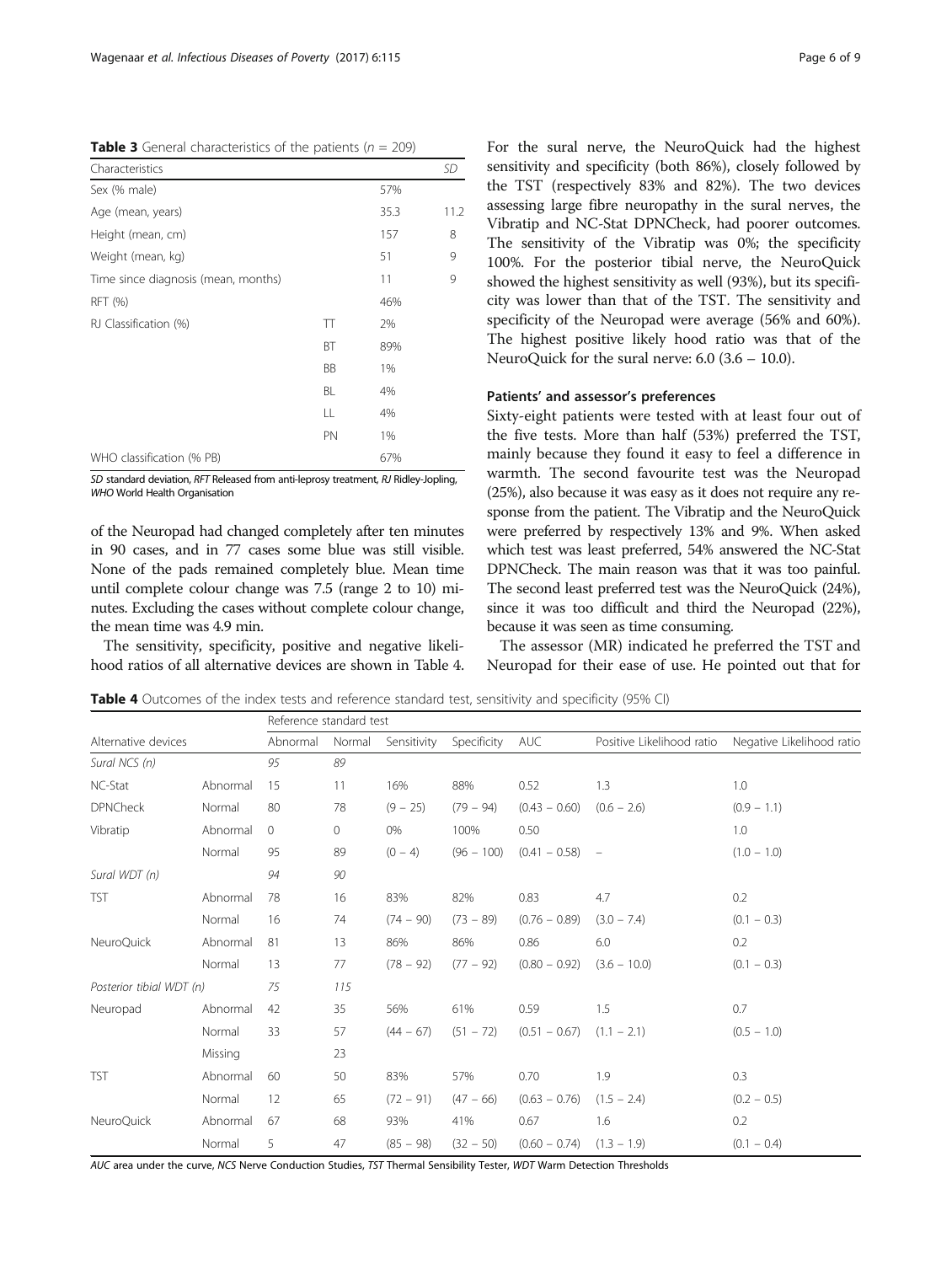**Table 3** General characteristics of the patients ($n$ = 209)

| Characteristics | | | SD |
|---|---|---|---|
| Sex (% male) | | 57% | |
| Age (mean, years) | | 35.3 | 11.2 |
| Height (mean, cm) | | 157 | 8 |
| Weight (mean, kg) | | 51 | 9 |
| Time since diagnosis (mean, months) | | 11 | 9 |
| RFT (%) | | 46% | |
| RJ Classification (%) | TT | 2% | |
| | BT | 89% | |
| | BB | 1% | |
| | BL | 4% | |
| | LL | 4% | |
| | PN | 1% | |
| WHO classification (% PB) | | 67% | |

*SD* standard deviation, *RFT* Released from anti-leprosy treatment, *RJ* Ridley-Jopling, *WHO* World Health Organisation

of the Neuropad had changed completely after ten minutes in 90 cases, and in 77 cases some blue was still visible. None of the pads remained completely blue. Mean time until complete colour change was 7.5 (range 2 to 10) minutes. Excluding the cases without complete colour change, the mean time was 4.9 min.

The sensitivity, specificity, positive and negative likelihood ratios of all alternative devices are shown in Table 4. For the sural nerve, the NeuroQuick had the highest sensitivity and specificity (both 86%), closely followed by the TST (respectively 83% and 82%). The two devices assessing large fibre neuropathy in the sural nerves, the Vibratip and NC-Stat DPNCheck, had poorer outcomes. The sensitivity of the Vibratip was 0%; the specificity 100%. For the posterior tibial nerve, the NeuroQuick showed the highest sensitivity as well (93%), but its specificity was lower than that of the TST. The sensitivity and specificity of the Neuropad were average (56% and 60%). The highest positive likely hood ratio was that of the NeuroQuick for the sural nerve: 6.0 (3.6 – 10.0).

### Patients' and assessor's preferences

Sixty-eight patients were tested with at least four out of the five tests. More than half (53%) preferred the TST, mainly because they found it easy to feel a difference in warmth. The second favourite test was the Neuropad (25%), also because it was easy as it does not require any response from the patient. The Vibratip and the NeuroQuick were preferred by respectively 13% and 9%. When asked which test was least preferred, 54% answered the NC-Stat DPNCheck. The main reason was that it was too painful. The second least preferred test was the NeuroQuick (24%), since it was too difficult and third the Neuropad (22%), because it was seen as time consuming.

The assessor (MR) indicated he preferred the TST and Neuropad for their ease of use. He pointed out that for

**Table 4** Outcomes of the index tests and reference standard test, sensitivity and specificity (95% CI)

| Alternative devices | | Reference standard test | | | | | | |
|---|---|---|---|---|---|---|---|---|
| | | Abnormal | Normal | Sensitivity | Specificity | AUC | Positive Likelihood ratio | Negative Likelihood ratio |
| *Sural NCS (n)* | | *95* | *89* | | | | | |
| NC-Stat | Abnormal | 15 | 11 | 16% | 88% | 0.52 | 1.3 | 1.0 |
| DPNCheck | Normal | 80 | 78 | (9 – 25) | (79 – 94) | (0.43 – 0.60) | (0.6 – 2.6) | (0.9 – 1.1) |
| Vibratip | Abnormal | 0 | 0 | 0% | 100% | 0.50 | | 1.0 |
| | Normal | 95 | 89 | (0 – 4) | (96 – 100) | (0.41 – 0.58) | – | (1.0 – 1.0) |
| *Sural WDT (n)* | | *94* | *90* | | | | | |
| TST | Abnormal | 78 | 16 | 83% | 82% | 0.83 | 4.7 | 0.2 |
| | Normal | 16 | 74 | (74 – 90) | (73 – 89) | (0.76 – 0.89) | (3.0 – 7.4) | (0.1 – 0.3) |
| NeuroQuick | Abnormal | 81 | 13 | 86% | 86% | 0.86 | 6.0 | 0.2 |
| | Normal | 13 | 77 | (78 – 92) | (77 – 92) | (0.80 – 0.92) | (3.6 – 10.0) | (0.1 – 0.3) |
| *Posterior tibial WDT (n)* | | *75* | *115* | | | | | |
| Neuropad | Abnormal | 42 | 35 | 56% | 61% | 0.59 | 1.5 | 0.7 |
| | Normal | 33 | 57 | (44 – 67) | (51 – 72) | (0.51 – 0.67) | (1.1 – 2.1) | (0.5 – 1.0) |
| | Missing | | 23 | | | | | |
| TST | Abnormal | 60 | 50 | 83% | 57% | 0.70 | 1.9 | 0.3 |
| | Normal | 12 | 65 | (72 – 91) | (47 – 66) | (0.63 – 0.76) | (1.5 – 2.4) | (0.2 – 0.5) |
| NeuroQuick | Abnormal | 67 | 68 | 93% | 41% | 0.67 | 1.6 | 0.2 |
| | Normal | 5 | 47 | (85 – 98) | (32 – 50) | (0.60 – 0.74) | (1.3 – 1.9) | (0.1 – 0.4) |

*AUC* area under the curve, *NCS* Nerve Conduction Studies, *TST* Thermal Sensibility Tester, *WDT* Warm Detection Thresholds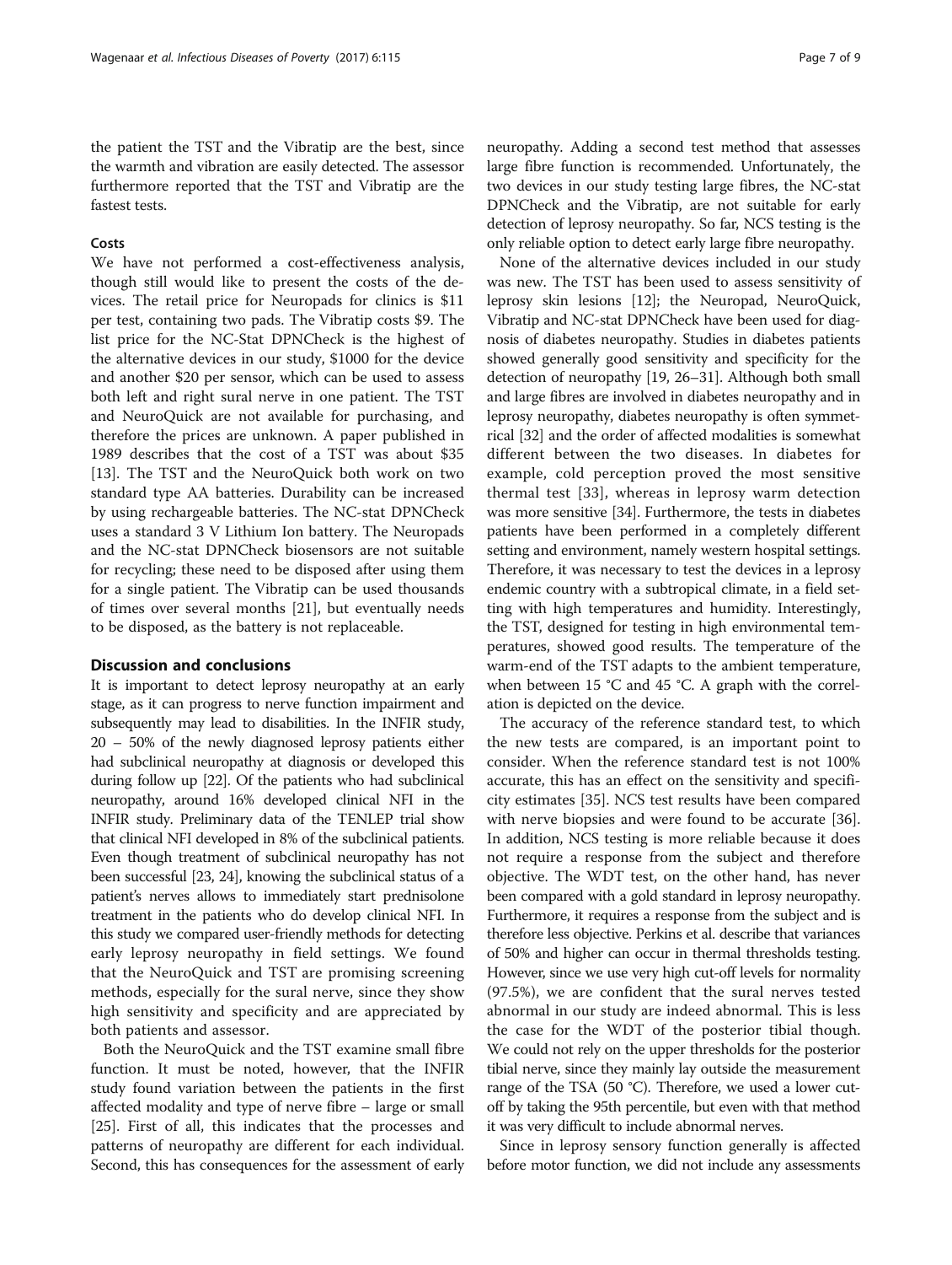the patient the TST and the Vibratip are the best, since the warmth and vibration are easily detected. The assessor furthermore reported that the TST and Vibratip are the fastest tests.

### Costs

We have not performed a cost-effectiveness analysis, though still would like to present the costs of the devices. The retail price for Neuropads for clinics is $11 per test, containing two pads. The Vibratip costs $9. The list price for the NC-Stat DPNCheck is the highest of the alternative devices in our study, $1000 for the device and another $20 per sensor, which can be used to assess both left and right sural nerve in one patient. The TST and NeuroQuick are not available for purchasing, and therefore the prices are unknown. A paper published in 1989 describes that the cost of a TST was about $35 [13]. The TST and the NeuroQuick both work on two standard type AA batteries. Durability can be increased by using rechargeable batteries. The NC-stat DPNCheck uses a standard 3 V Lithium Ion battery. The Neuropads and the NC-stat DPNCheck biosensors are not suitable for recycling; these need to be disposed after using them for a single patient. The Vibratip can be used thousands of times over several months [21], but eventually needs to be disposed, as the battery is not replaceable.

## Discussion and conclusions

It is important to detect leprosy neuropathy at an early stage, as it can progress to nerve function impairment and subsequently may lead to disabilities. In the INFIR study, 20 – 50% of the newly diagnosed leprosy patients either had subclinical neuropathy at diagnosis or developed this during follow up [22]. Of the patients who had subclinical neuropathy, around 16% developed clinical NFI in the INFIR study. Preliminary data of the TENLEP trial show that clinical NFI developed in 8% of the subclinical patients. Even though treatment of subclinical neuropathy has not been successful [23, 24], knowing the subclinical status of a patient's nerves allows to immediately start prednisolone treatment in the patients who do develop clinical NFI. In this study we compared user-friendly methods for detecting early leprosy neuropathy in field settings. We found that the NeuroQuick and TST are promising screening methods, especially for the sural nerve, since they show high sensitivity and specificity and are appreciated by both patients and assessor.

Both the NeuroQuick and the TST examine small fibre function. It must be noted, however, that the INFIR study found variation between the patients in the first affected modality and type of nerve fibre – large or small [25]. First of all, this indicates that the processes and patterns of neuropathy are different for each individual. Second, this has consequences for the assessment of early neuropathy. Adding a second test method that assesses large fibre function is recommended. Unfortunately, the two devices in our study testing large fibres, the NC-stat DPNCheck and the Vibratip, are not suitable for early detection of leprosy neuropathy. So far, NCS testing is the only reliable option to detect early large fibre neuropathy.

None of the alternative devices included in our study was new. The TST has been used to assess sensitivity of leprosy skin lesions [12]; the Neuropad, NeuroQuick, Vibratip and NC-stat DPNCheck have been used for diagnosis of diabetes neuropathy. Studies in diabetes patients showed generally good sensitivity and specificity for the detection of neuropathy [19, 26–31]. Although both small and large fibres are involved in diabetes neuropathy and in leprosy neuropathy, diabetes neuropathy is often symmetrical [32] and the order of affected modalities is somewhat different between the two diseases. In diabetes for example, cold perception proved the most sensitive thermal test [33], whereas in leprosy warm detection was more sensitive [34]. Furthermore, the tests in diabetes patients have been performed in a completely different setting and environment, namely western hospital settings. Therefore, it was necessary to test the devices in a leprosy endemic country with a subtropical climate, in a field setting with high temperatures and humidity. Interestingly, the TST, designed for testing in high environmental temperatures, showed good results. The temperature of the warm-end of the TST adapts to the ambient temperature, when between 15 °C and 45 °C. A graph with the correlation is depicted on the device.

The accuracy of the reference standard test, to which the new tests are compared, is an important point to consider. When the reference standard test is not 100% accurate, this has an effect on the sensitivity and specificity estimates [35]. NCS test results have been compared with nerve biopsies and were found to be accurate [36]. In addition, NCS testing is more reliable because it does not require a response from the subject and therefore objective. The WDT test, on the other hand, has never been compared with a gold standard in leprosy neuropathy. Furthermore, it requires a response from the subject and is therefore less objective. Perkins et al. describe that variances of 50% and higher can occur in thermal thresholds testing. However, since we use very high cut-off levels for normality (97.5%), we are confident that the sural nerves tested abnormal in our study are indeed abnormal. This is less the case for the WDT of the posterior tibial though. We could not rely on the upper thresholds for the posterior tibial nerve, since they mainly lay outside the measurement range of the TSA (50 °C). Therefore, we used a lower cut-off by taking the 95th percentile, but even with that method it was very difficult to include abnormal nerves.

Since in leprosy sensory function generally is affected before motor function, we did not include any assessments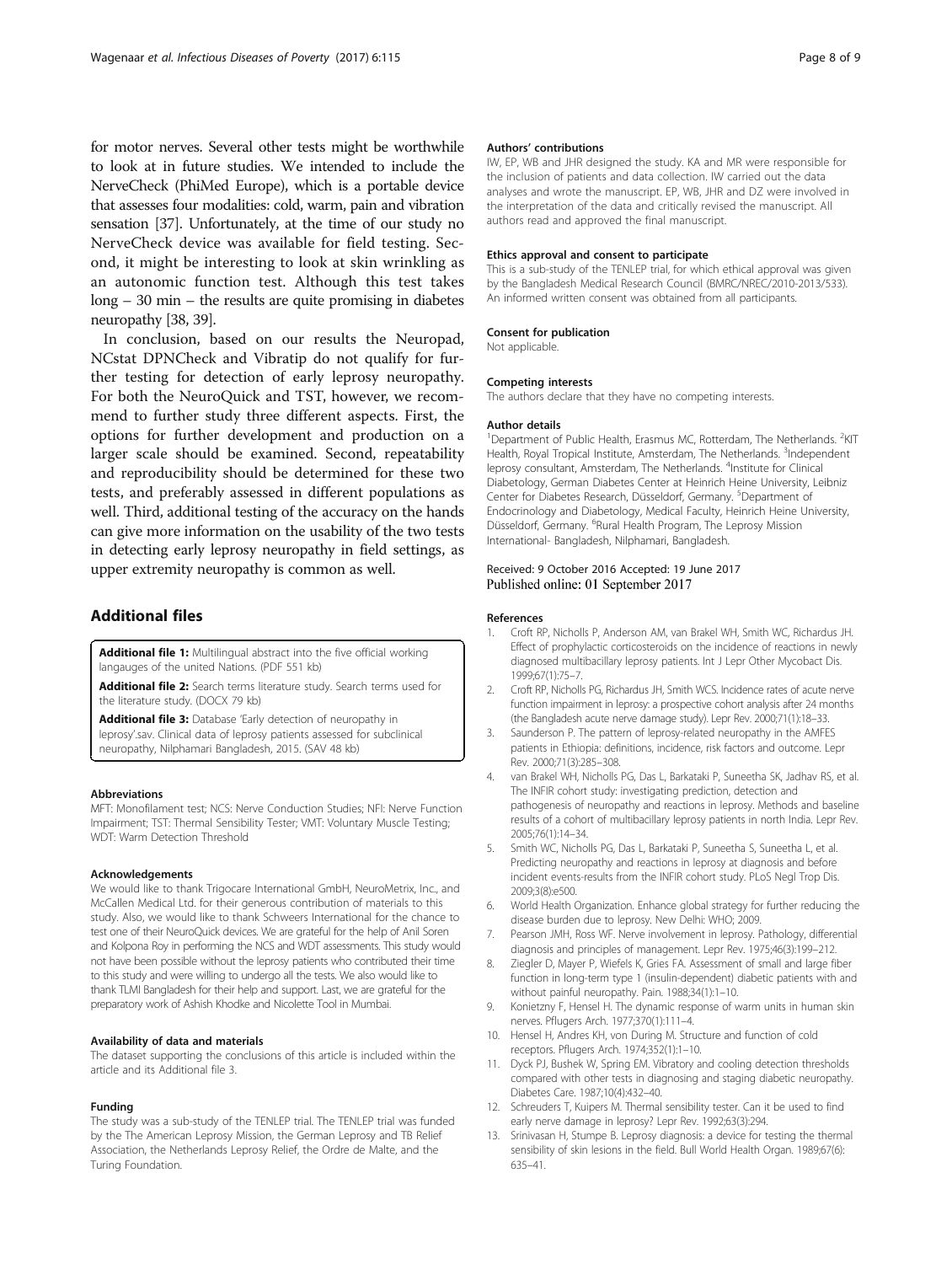for motor nerves. Several other tests might be worthwhile to look at in future studies. We intended to include the NerveCheck (PhiMed Europe), which is a portable device that assesses four modalities: cold, warm, pain and vibration sensation [37]. Unfortunately, at the time of our study no NerveCheck device was available for field testing. Second, it might be interesting to look at skin wrinkling as an autonomic function test. Although this test takes long – 30 min – the results are quite promising in diabetes neuropathy [38, 39].

In conclusion, based on our results the Neuropad, NCstat DPNCheck and Vibratip do not qualify for further testing for detection of early leprosy neuropathy. For both the NeuroQuick and TST, however, we recommend to further study three different aspects. First, the options for further development and production on a larger scale should be examined. Second, repeatability and reproducibility should be determined for these two tests, and preferably assessed in different populations as well. Third, additional testing of the accuracy on the hands can give more information on the usability of the two tests in detecting early leprosy neuropathy in field settings, as upper extremity neuropathy is common as well.

## Additional files

**Additional file 1:** Multilingual abstract into the five official working langauges of the united Nations. (PDF 551 kb)

**Additional file 2:** Search terms literature study. Search terms used for the literature study. (DOCX 79 kb)

**Additional file 3:** Database 'Early detection of neuropathy in leprosy'.sav. Clinical data of leprosy patients assessed for subclinical neuropathy, Nilphamari Bangladesh, 2015. (SAV 48 kb)

#### Abbreviations

MFT: Monofilament test; NCS: Nerve Conduction Studies; NFI: Nerve Function Impairment; TST: Thermal Sensibility Tester; VMT: Voluntary Muscle Testing; WDT: Warm Detection Threshold

#### Acknowledgements

We would like to thank Trigocare International GmbH, NeuroMetrix, Inc., and McCallen Medical Ltd. for their generous contribution of materials to this study. Also, we would like to thank Schweers International for the chance to test one of their NeuroQuick devices. We are grateful for the help of Anil Soren and Kolpona Roy in performing the NCS and WDT assessments. This study would not have been possible without the leprosy patients who contributed their time to this study and were willing to undergo all the tests. We also would like to thank TLMI Bangladesh for their help and support. Last, we are grateful for the preparatory work of Ashish Khodke and Nicolette Tool in Mumbai.

#### Availability of data and materials

The dataset supporting the conclusions of this article is included within the article and its Additional file 3.

#### Funding

The study was a sub-study of the TENLEP trial. The TENLEP trial was funded by the The American Leprosy Mission, the German Leprosy and TB Relief Association, the Netherlands Leprosy Relief, the Ordre de Malte, and the Turing Foundation.

#### Authors' contributions

IW, EP, WB and JHR designed the study. KA and MR were responsible for the inclusion of patients and data collection. IW carried out the data analyses and wrote the manuscript. EP, WB, JHR and DZ were involved in the interpretation of the data and critically revised the manuscript. All authors read and approved the final manuscript.

#### Ethics approval and consent to participate

This is a sub-study of the TENLEP trial, for which ethical approval was given by the Bangladesh Medical Research Council (BMRC/NREC/2010-2013/533). An informed written consent was obtained from all participants.

#### Consent for publication

Not applicable.

#### Competing interests

The authors declare that they have no competing interests.

#### Author details

[1]Department of Public Health, Erasmus MC, Rotterdam, The Netherlands. [2]KIT Health, Royal Tropical Institute, Amsterdam, The Netherlands. [3]Independent leprosy consultant, Amsterdam, The Netherlands. [4]Institute for Clinical Diabetology, German Diabetes Center at Heinrich Heine University, Leibniz Center for Diabetes Research, Düsseldorf, Germany. [5]Department of Endocrinology and Diabetology, Medical Faculty, Heinrich Heine University, Düsseldorf, Germany. [6]Rural Health Program, The Leprosy Mission International- Bangladesh, Nilphamari, Bangladesh.

Received: 9 October 2016 Accepted: 19 June 2017
Published online: 01 September 2017

#### References

1. Croft RP, Nicholls P, Anderson AM, van Brakel WH, Smith WC, Richardus JH. Effect of prophylactic corticosteroids on the incidence of reactions in newly diagnosed multibacillary leprosy patients. Int J Lepr Other Mycobact Dis. 1999;67(1):75–7.
2. Croft RP, Nicholls PG, Richardus JH, Smith WCS. Incidence rates of acute nerve function impairment in leprosy: a prospective cohort analysis after 24 months (the Bangladesh acute nerve damage study). Lepr Rev. 2000;71(1):18–33.
3. Saunderson P. The pattern of leprosy-related neuropathy in the AMFES patients in Ethiopia: definitions, incidence, risk factors and outcome. Lepr Rev. 2000;71(3):285–308.
4. van Brakel WH, Nicholls PG, Das L, Barkataki P, Suneetha SK, Jadhav RS, et al. The INFIR cohort study: investigating prediction, detection and pathogenesis of neuropathy and reactions in leprosy. Methods and baseline results of a cohort of multibacillary leprosy patients in north India. Lepr Rev. 2005;76(1):14–34.
5. Smith WC, Nicholls PG, Das L, Barkataki P, Suneetha S, Suneetha L, et al. Predicting neuropathy and reactions in leprosy at diagnosis and before incident events-results from the INFIR cohort study. PLoS Negl Trop Dis. 2009;3(8):e500.
6. World Health Organization. Enhance global strategy for further reducing the disease burden due to leprosy. New Delhi: WHO; 2009.
7. Pearson JMH, Ross WF. Nerve involvement in leprosy. Pathology, differential diagnosis and principles of management. Lepr Rev. 1975;46(3):199–212.
8. Ziegler D, Mayer P, Wiefels K, Gries FA. Assessment of small and large fiber function in long-term type 1 (insulin-dependent) diabetic patients with and without painful neuropathy. Pain. 1988;34(1):1–10.
9. Konietzny F, Hensel H. The dynamic response of warm units in human skin nerves. Pflugers Arch. 1977;370(1):111–4.
10. Hensel H, Andres KH, von During M. Structure and function of cold receptors. Pflugers Arch. 1974;352(1):1–10.
11. Dyck PJ, Bushek W, Spring EM. Vibratory and cooling detection thresholds compared with other tests in diagnosing and staging diabetic neuropathy. Diabetes Care. 1987;10(4):432–40.
12. Schreuders T, Kuipers M. Thermal sensibility tester. Can it be used to find early nerve damage in leprosy? Lepr Rev. 1992;63(3):294.
13. Srinivasan H, Stumpe B. Leprosy diagnosis: a device for testing the thermal sensibility of skin lesions in the field. Bull World Health Organ. 1989;67(6): 635–41.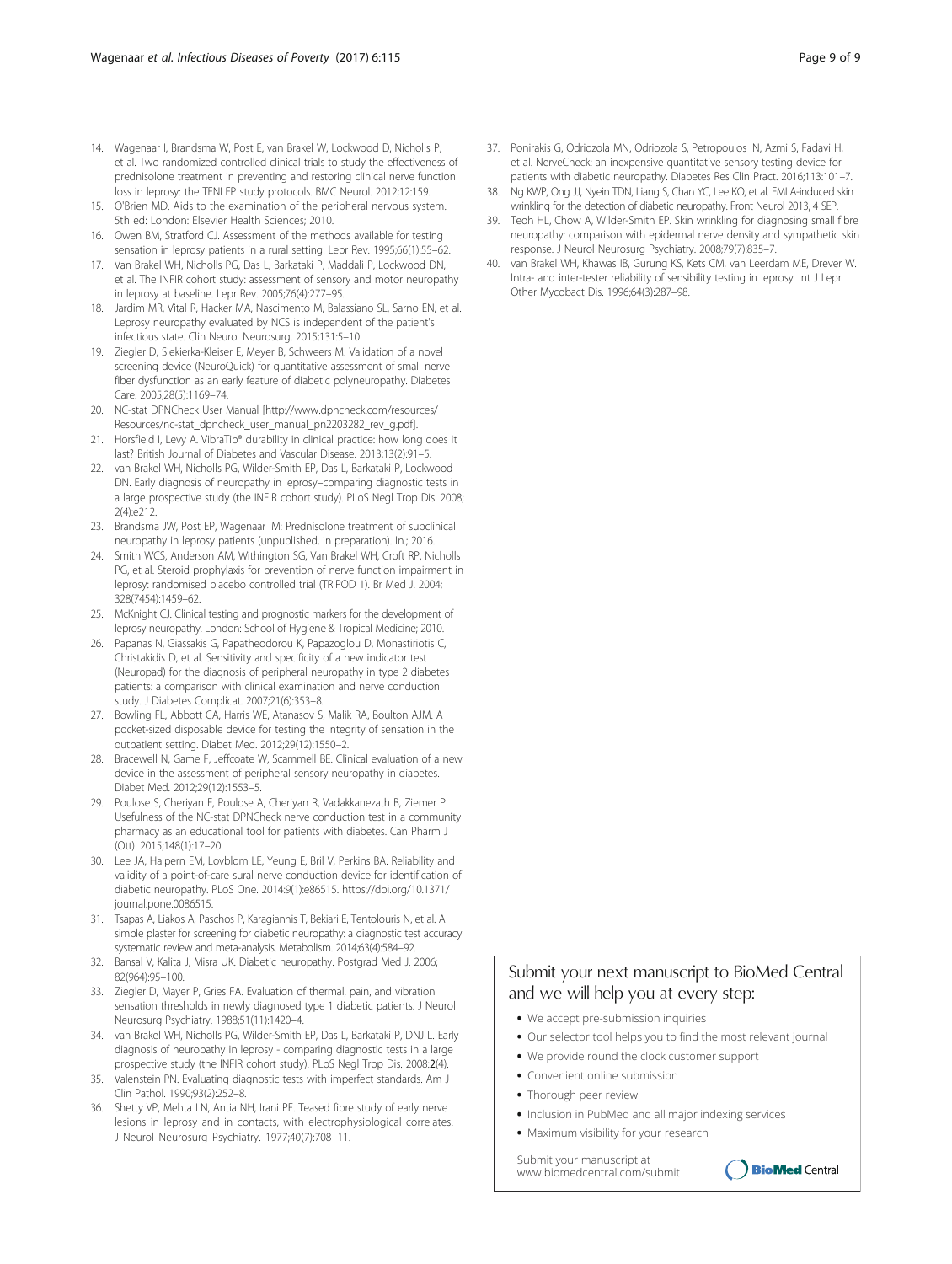14. Wagenaar I, Brandsma W, Post E, van Brakel W, Lockwood D, Nicholls P, et al. Two randomized controlled clinical trials to study the effectiveness of prednisolone treatment in preventing and restoring clinical nerve function loss in leprosy: the TENLEP study protocols. BMC Neurol. 2012;12:159.
15. O'Brien MD. Aids to the examination of the peripheral nervous system. 5th ed: London: Elsevier Health Sciences; 2010.
16. Owen BM, Stratford CJ. Assessment of the methods available for testing sensation in leprosy patients in a rural setting. Lepr Rev. 1995;66(1):55–62.
17. Van Brakel WH, Nicholls PG, Das L, Barkataki P, Maddali P, Lockwood DN, et al. The INFIR cohort study: assessment of sensory and motor neuropathy in leprosy at baseline. Lepr Rev. 2005;76(4):277–95.
18. Jardim MR, Vital R, Hacker MA, Nascimento M, Balassiano SL, Sarno EN, et al. Leprosy neuropathy evaluated by NCS is independent of the patient's infectious state. Clin Neurol Neurosurg. 2015;131:5–10.
19. Ziegler D, Siekierka-Kleiser E, Meyer B, Schweers M. Validation of a novel screening device (NeuroQuick) for quantitative assessment of small nerve fiber dysfunction as an early feature of diabetic polyneuropathy. Diabetes Care. 2005;28(5):1169–74.
20. NC-stat DPNCheck User Manual [http://www.dpncheck.com/resources/Resources/nc-stat_dpncheck_user_manual_pn2203282_rev_g.pdf].
21. Horsfield I, Levy A. VibraTip® durability in clinical practice: how long does it last? British Journal of Diabetes and Vascular Disease. 2013;13(2):91–5.
22. van Brakel WH, Nicholls PG, Wilder-Smith EP, Das L, Barkataki P, Lockwood DN. Early diagnosis of neuropathy in leprosy–comparing diagnostic tests in a large prospective study (the INFIR cohort study). PLoS Negl Trop Dis. 2008; 2(4):e212.
23. Brandsma JW, Post EP, Wagenaar IM: Prednisolone treatment of subclinical neuropathy in leprosy patients (unpublished, in preparation). In.; 2016.
24. Smith WCS, Anderson AM, Withington SG, Van Brakel WH, Croft RP, Nicholls PG, et al. Steroid prophylaxis for prevention of nerve function impairment in leprosy: randomised placebo controlled trial (TRIPOD 1). Br Med J. 2004; 328(7454):1459–62.
25. McKnight CJ. Clinical testing and prognostic markers for the development of leprosy neuropathy. London: School of Hygiene & Tropical Medicine; 2010.
26. Papanas N, Giassakis G, Papatheodorou K, Papazoglou D, Monastiriotis C, Christakidis D, et al. Sensitivity and specificity of a new indicator test (Neuropad) for the diagnosis of peripheral neuropathy in type 2 diabetes patients: a comparison with clinical examination and nerve conduction study. J Diabetes Complicat. 2007;21(6):353–8.
27. Bowling FL, Abbott CA, Harris WE, Atanasov S, Malik RA, Boulton AJM. A pocket-sized disposable device for testing the integrity of sensation in the outpatient setting. Diabet Med. 2012;29(12):1550–2.
28. Bracewell N, Game F, Jeffcoate W, Scammell BE. Clinical evaluation of a new device in the assessment of peripheral sensory neuropathy in diabetes. Diabet Med. 2012;29(12):1553–5.
29. Poulose S, Cheriyan E, Poulose A, Cheriyan R, Vadakkanezath B, Ziemer P. Usefulness of the NC-stat DPNCheck nerve conduction test in a community pharmacy as an educational tool for patients with diabetes. Can Pharm J (Ott). 2015;148(1):17–20.
30. Lee JA, Halpern EM, Lovblom LE, Yeung E, Bril V, Perkins BA. Reliability and validity of a point-of-care sural nerve conduction device for identification of diabetic neuropathy. PLoS One. 2014:9(1):e86515. https://doi.org/10.1371/journal.pone.0086515.
31. Tsapas A, Liakos A, Paschos P, Karagiannis T, Bekiari E, Tentolouris N, et al. A simple plaster for screening for diabetic neuropathy: a diagnostic test accuracy systematic review and meta-analysis. Metabolism. 2014;63(4):584–92.
32. Bansal V, Kalita J, Misra UK. Diabetic neuropathy. Postgrad Med J. 2006; 82(964):95–100.
33. Ziegler D, Mayer P, Gries FA. Evaluation of thermal, pain, and vibration sensation thresholds in newly diagnosed type 1 diabetic patients. J Neurol Neurosurg Psychiatry. 1988;51(11):1420–4.
34. van Brakel WH, Nicholls PG, Wilder-Smith EP, Das L, Barkataki P, DNJ L. Early diagnosis of neuropathy in leprosy - comparing diagnostic tests in a large prospective study (the INFIR cohort study). PLoS Negl Trop Dis. 2008:**2**(4).
35. Valenstein PN. Evaluating diagnostic tests with imperfect standards. Am J Clin Pathol. 1990;93(2):252–8.
36. Shetty VP, Mehta LN, Antia NH, Irani PF. Teased fibre study of early nerve lesions in leprosy and in contacts, with electrophysiological correlates. J Neurol Neurosurg Psychiatry. 1977;40(7):708–11.
37. Ponirakis G, Odriozola MN, Odriozola S, Petropoulos IN, Azmi S, Fadavi H, et al. NerveCheck: an inexpensive quantitative sensory testing device for patients with diabetic neuropathy. Diabetes Res Clin Pract. 2016;113:101–7.
38. Ng KWP, Ong JJ, Nyein TDN, Liang S, Chan YC, Lee KO, et al. EMLA-induced skin wrinkling for the detection of diabetic neuropathy. Front Neurol 2013, 4 SEP.
39. Teoh HL, Chow A, Wilder-Smith EP. Skin wrinkling for diagnosing small fibre neuropathy: comparison with epidermal nerve density and sympathetic skin response. J Neurol Neurosurg Psychiatry. 2008;79(7):835–7.
40. van Brakel WH, Khawas IB, Gurung KS, Kets CM, van Leerdam ME, Drever W. Intra- and inter-tester reliability of sensibility testing in leprosy. Int J Lepr Other Mycobact Dis. 1996;64(3):287–98.

Submit your next manuscript to BioMed Central and we will help you at every step:

- We accept pre-submission inquiries
- Our selector tool helps you to find the most relevant journal
- We provide round the clock customer support
- Convenient online submission
- Thorough peer review
- Inclusion in PubMed and all major indexing services
- Maximum visibility for your research

Submit your manuscript at www.biomedcentral.com/submit

BioMed Central